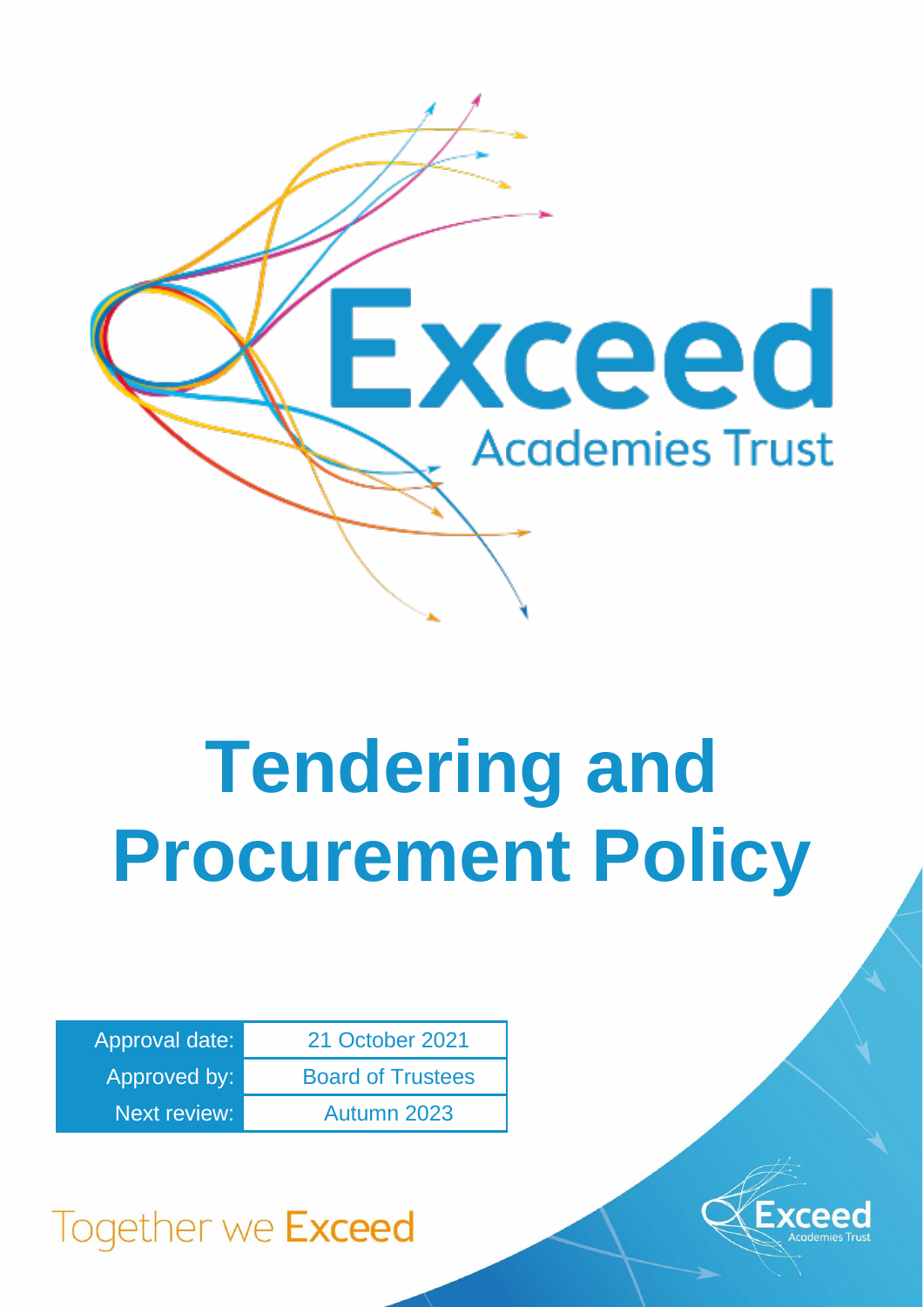Exceed Academies Trust

# Tendering and Procurement Policy

| Approval date: | 21 October 2021 |
|---|---|
| Approved by: | Board of Trustees |
| Next review: | Autumn 2023 |

Together we Exceed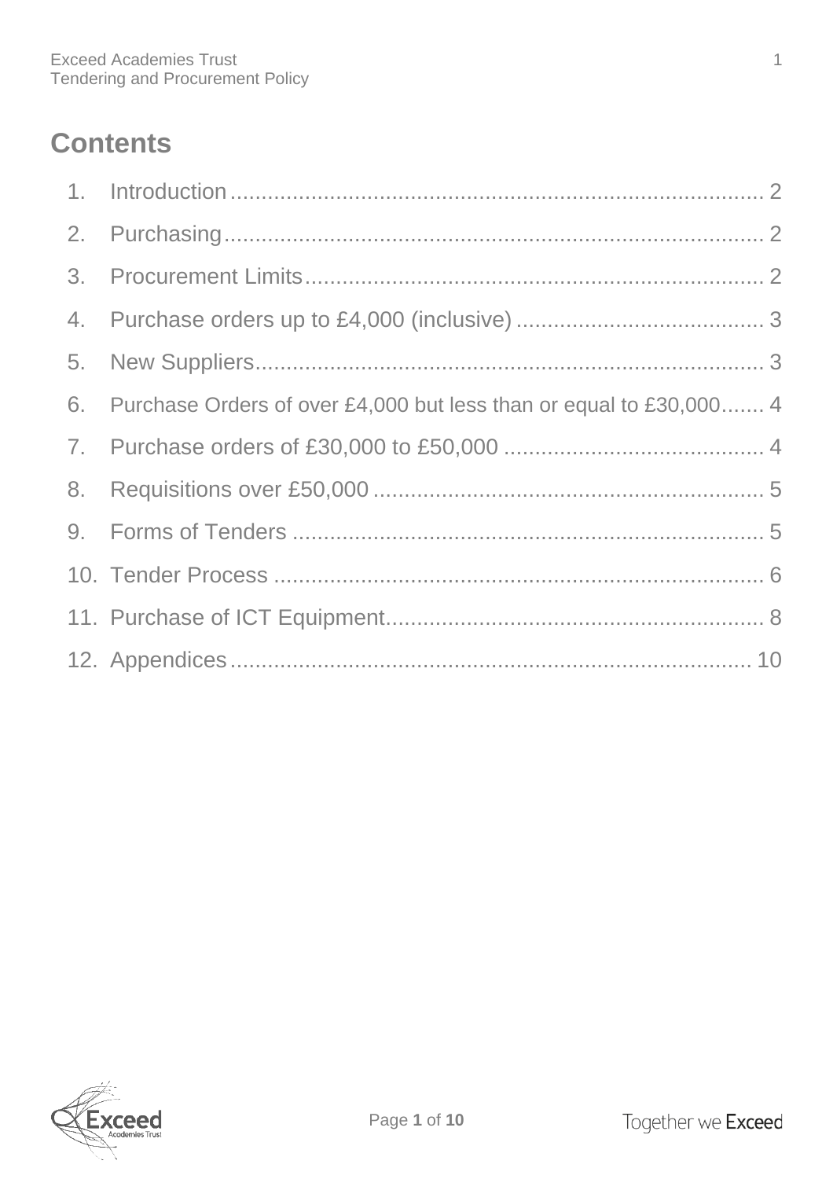# Contents

1. Introduction .......... 2
2. Purchasing .......... 2
3. Procurement Limits .......... 2
4. Purchase orders up to £4,000 (inclusive) .......... 3
5. New Suppliers .......... 3
6. Purchase Orders of over £4,000 but less than or equal to £30,000 .......... 4
7. Purchase orders of £30,000 to £50,000 .......... 4
8. Requisitions over £50,000 .......... 5
9. Forms of Tenders .......... 5
10. Tender Process .......... 6
11. Purchase of ICT Equipment .......... 8
12. Appendices .......... 10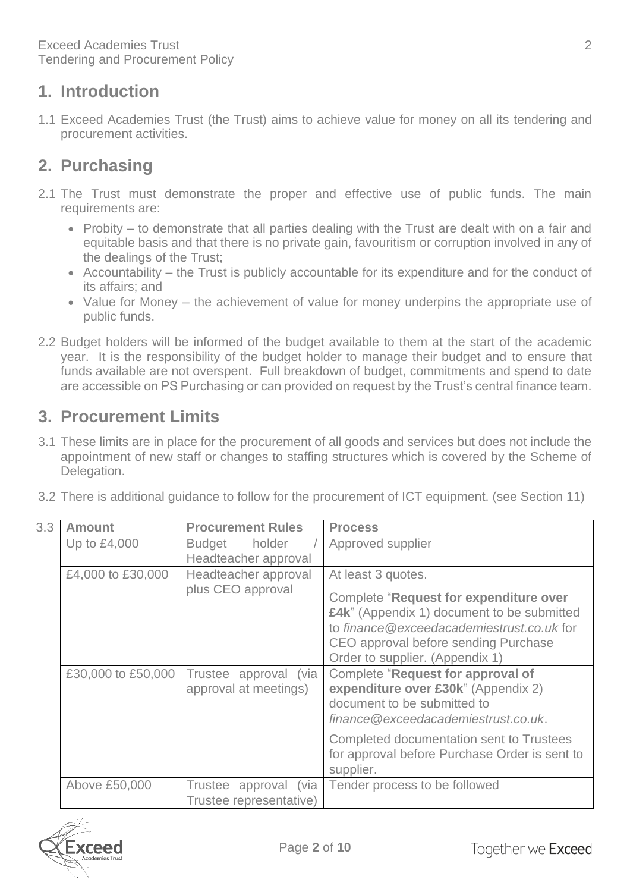## 1. Introduction

1.1 Exceed Academies Trust (the Trust) aims to achieve value for money on all its tendering and procurement activities.

## 2. Purchasing

2.1 The Trust must demonstrate the proper and effective use of public funds. The main requirements are:

- Probity – to demonstrate that all parties dealing with the Trust are dealt with on a fair and equitable basis and that there is no private gain, favouritism or corruption involved in any of the dealings of the Trust;
- Accountability – the Trust is publicly accountable for its expenditure and for the conduct of its affairs; and
- Value for Money – the achievement of value for money underpins the appropriate use of public funds.

2.2 Budget holders will be informed of the budget available to them at the start of the academic year. It is the responsibility of the budget holder to manage their budget and to ensure that funds available are not overspent. Full breakdown of budget, commitments and spend to date are accessible on PS Purchasing or can provided on request by the Trust's central finance team.

## 3. Procurement Limits

3.1 These limits are in place for the procurement of all goods and services but does not include the appointment of new staff or changes to staffing structures which is covered by the Scheme of Delegation.

3.2 There is additional guidance to follow for the procurement of ICT equipment. (see Section 11)

3.3

| Amount | Procurement Rules | Process |
|---|---|---|
| Up to £4,000 | Budget holder / Headteacher approval | Approved supplier |
| £4,000 to £30,000 | Headteacher approval plus CEO approval | At least 3 quotes.<br><br>Complete "**Request for expenditure over £4k**" (Appendix 1) document to be submitted to *finance@exceedacademiestrust.co.uk* for CEO approval before sending Purchase Order to supplier. (Appendix 1) |
| £30,000 to £50,000 | Trustee approval (via approval at meetings) | Complete "**Request for approval of expenditure over £30k**" (Appendix 2) document to be submitted to *finance@exceedacademiestrust.co.uk*.<br><br>Completed documentation sent to Trustees for approval before Purchase Order is sent to supplier. |
| Above £50,000 | Trustee approval (via Trustee representative) | Tender process to be followed |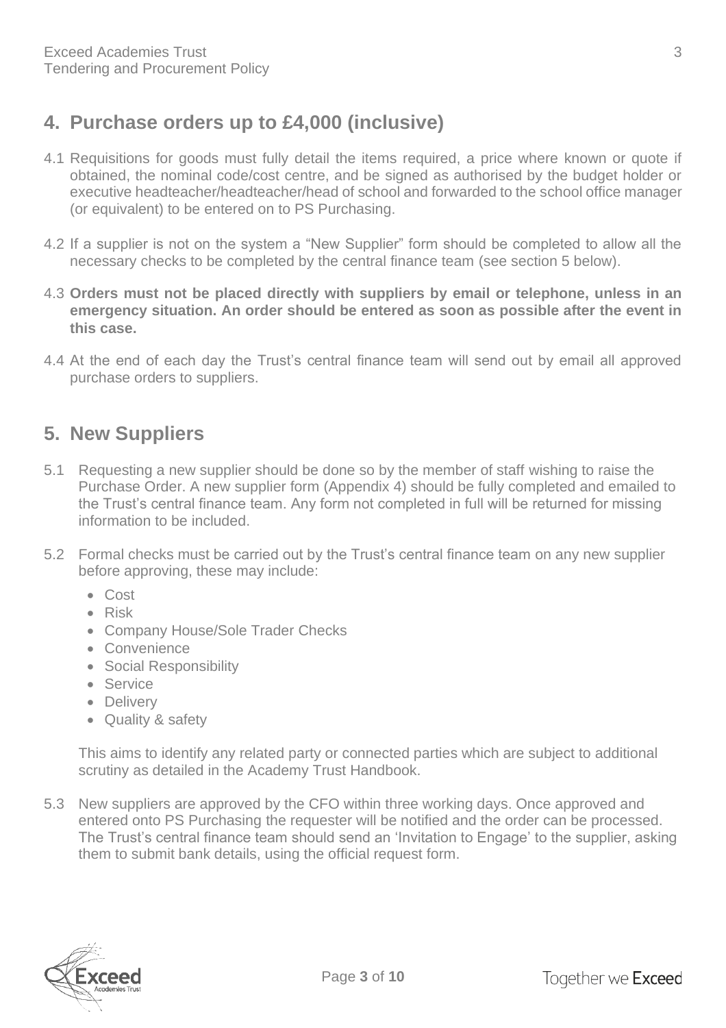## 4. Purchase orders up to £4,000 (inclusive)

4.1 Requisitions for goods must fully detail the items required, a price where known or quote if obtained, the nominal code/cost centre, and be signed as authorised by the budget holder or executive headteacher/headteacher/head of school and forwarded to the school office manager (or equivalent) to be entered on to PS Purchasing.

4.2 If a supplier is not on the system a "New Supplier" form should be completed to allow all the necessary checks to be completed by the central finance team (see section 5 below).

4.3 **Orders must not be placed directly with suppliers by email or telephone, unless in an emergency situation. An order should be entered as soon as possible after the event in this case.**

4.4 At the end of each day the Trust's central finance team will send out by email all approved purchase orders to suppliers.

## 5. New Suppliers

5.1 Requesting a new supplier should be done so by the member of staff wishing to raise the Purchase Order. A new supplier form (Appendix 4) should be fully completed and emailed to the Trust's central finance team. Any form not completed in full will be returned for missing information to be included.

5.2 Formal checks must be carried out by the Trust's central finance team on any new supplier before approving, these may include:

- Cost
- Risk
- Company House/Sole Trader Checks
- Convenience
- Social Responsibility
- Service
- Delivery
- Quality & safety

This aims to identify any related party or connected parties which are subject to additional scrutiny as detailed in the Academy Trust Handbook.

5.3 New suppliers are approved by the CFO within three working days. Once approved and entered onto PS Purchasing the requester will be notified and the order can be processed. The Trust's central finance team should send an 'Invitation to Engage' to the supplier, asking them to submit bank details, using the official request form.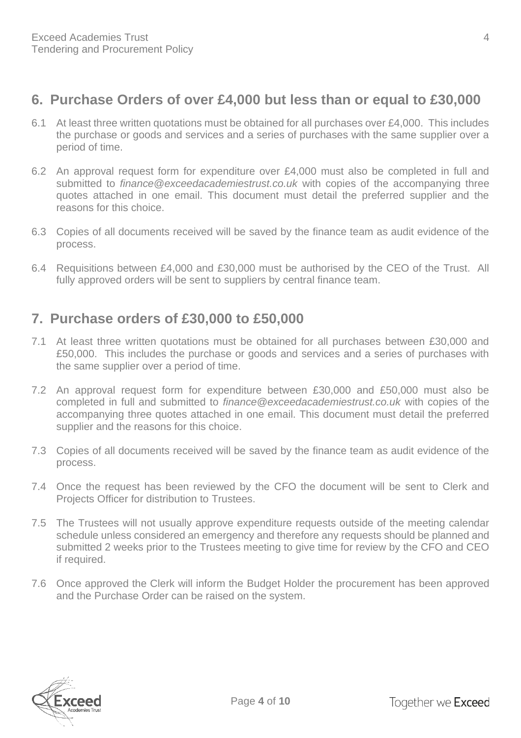## 6. Purchase Orders of over £4,000 but less than or equal to £30,000

6.1 At least three written quotations must be obtained for all purchases over £4,000. This includes the purchase or goods and services and a series of purchases with the same supplier over a period of time.

6.2 An approval request form for expenditure over £4,000 must also be completed in full and submitted to *finance@exceedacademiestrust.co.uk* with copies of the accompanying three quotes attached in one email. This document must detail the preferred supplier and the reasons for this choice.

6.3 Copies of all documents received will be saved by the finance team as audit evidence of the process.

6.4 Requisitions between £4,000 and £30,000 must be authorised by the CEO of the Trust. All fully approved orders will be sent to suppliers by central finance team.

## 7. Purchase orders of £30,000 to £50,000

7.1 At least three written quotations must be obtained for all purchases between £30,000 and £50,000. This includes the purchase or goods and services and a series of purchases with the same supplier over a period of time.

7.2 An approval request form for expenditure between £30,000 and £50,000 must also be completed in full and submitted to *finance@exceedacademiestrust.co.uk* with copies of the accompanying three quotes attached in one email. This document must detail the preferred supplier and the reasons for this choice.

7.3 Copies of all documents received will be saved by the finance team as audit evidence of the process.

7.4 Once the request has been reviewed by the CFO the document will be sent to Clerk and Projects Officer for distribution to Trustees.

7.5 The Trustees will not usually approve expenditure requests outside of the meeting calendar schedule unless considered an emergency and therefore any requests should be planned and submitted 2 weeks prior to the Trustees meeting to give time for review by the CFO and CEO if required.

7.6 Once approved the Clerk will inform the Budget Holder the procurement has been approved and the Purchase Order can be raised on the system.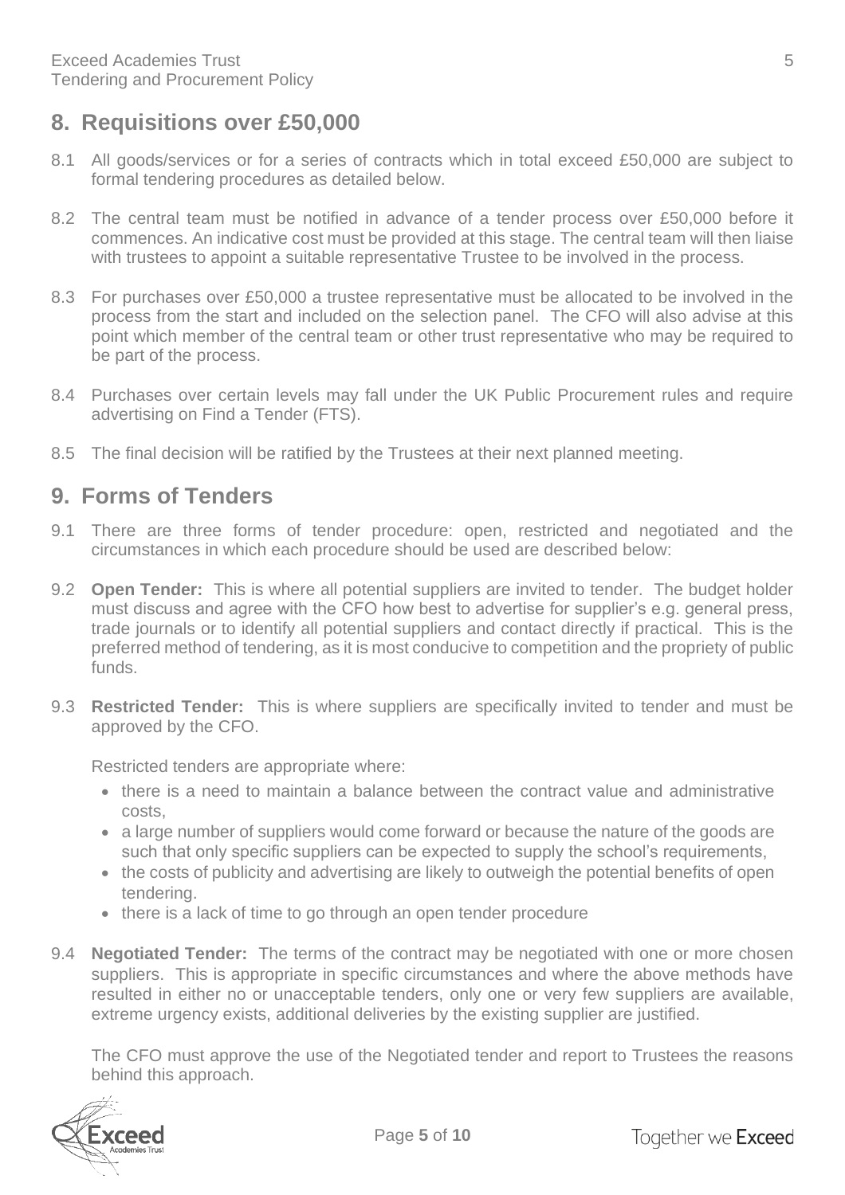## 8. Requisitions over £50,000

8.1 All goods/services or for a series of contracts which in total exceed £50,000 are subject to formal tendering procedures as detailed below.

8.2 The central team must be notified in advance of a tender process over £50,000 before it commences. An indicative cost must be provided at this stage. The central team will then liaise with trustees to appoint a suitable representative Trustee to be involved in the process.

8.3 For purchases over £50,000 a trustee representative must be allocated to be involved in the process from the start and included on the selection panel. The CFO will also advise at this point which member of the central team or other trust representative who may be required to be part of the process.

8.4 Purchases over certain levels may fall under the UK Public Procurement rules and require advertising on Find a Tender (FTS).

8.5 The final decision will be ratified by the Trustees at their next planned meeting.

## 9. Forms of Tenders

9.1 There are three forms of tender procedure: open, restricted and negotiated and the circumstances in which each procedure should be used are described below:

9.2 **Open Tender:** This is where all potential suppliers are invited to tender. The budget holder must discuss and agree with the CFO how best to advertise for supplier's e.g. general press, trade journals or to identify all potential suppliers and contact directly if practical. This is the preferred method of tendering, as it is most conducive to competition and the propriety of public funds.

9.3 **Restricted Tender:** This is where suppliers are specifically invited to tender and must be approved by the CFO.

Restricted tenders are appropriate where:

- there is a need to maintain a balance between the contract value and administrative costs,
- a large number of suppliers would come forward or because the nature of the goods are such that only specific suppliers can be expected to supply the school's requirements,
- the costs of publicity and advertising are likely to outweigh the potential benefits of open tendering.
- there is a lack of time to go through an open tender procedure

9.4 **Negotiated Tender:** The terms of the contract may be negotiated with one or more chosen suppliers. This is appropriate in specific circumstances and where the above methods have resulted in either no or unacceptable tenders, only one or very few suppliers are available, extreme urgency exists, additional deliveries by the existing supplier are justified.

The CFO must approve the use of the Negotiated tender and report to Trustees the reasons behind this approach.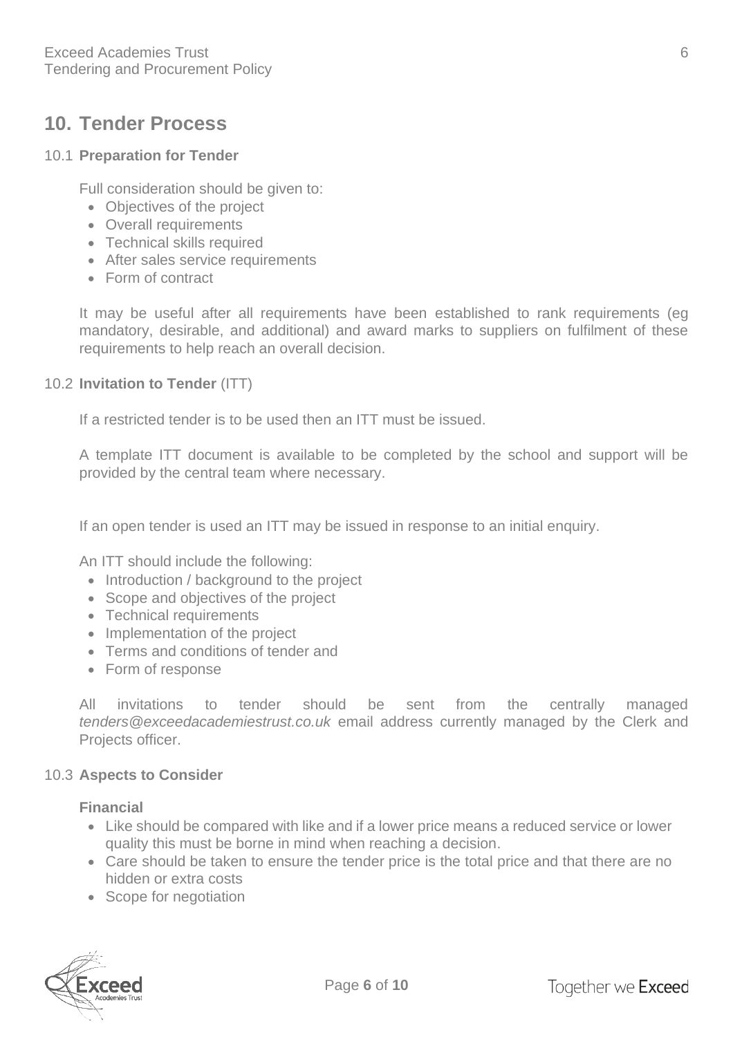## 10. Tender Process

### 10.1 **Preparation for Tender**

Full consideration should be given to:

- Objectives of the project
- Overall requirements
- Technical skills required
- After sales service requirements
- Form of contract

It may be useful after all requirements have been established to rank requirements (eg mandatory, desirable, and additional) and award marks to suppliers on fulfilment of these requirements to help reach an overall decision.

### 10.2 **Invitation to Tender** (ITT)

If a restricted tender is to be used then an ITT must be issued.

A template ITT document is available to be completed by the school and support will be provided by the central team where necessary.

If an open tender is used an ITT may be issued in response to an initial enquiry.

An ITT should include the following:

- Introduction / background to the project
- Scope and objectives of the project
- Technical requirements
- Implementation of the project
- Terms and conditions of tender and
- Form of response

All invitations to tender should be sent from the centrally managed *tenders@exceedacademiestrust.co.uk* email address currently managed by the Clerk and Projects officer.

### 10.3 **Aspects to Consider**

**Financial**

- Like should be compared with like and if a lower price means a reduced service or lower quality this must be borne in mind when reaching a decision.
- Care should be taken to ensure the tender price is the total price and that there are no hidden or extra costs
- Scope for negotiation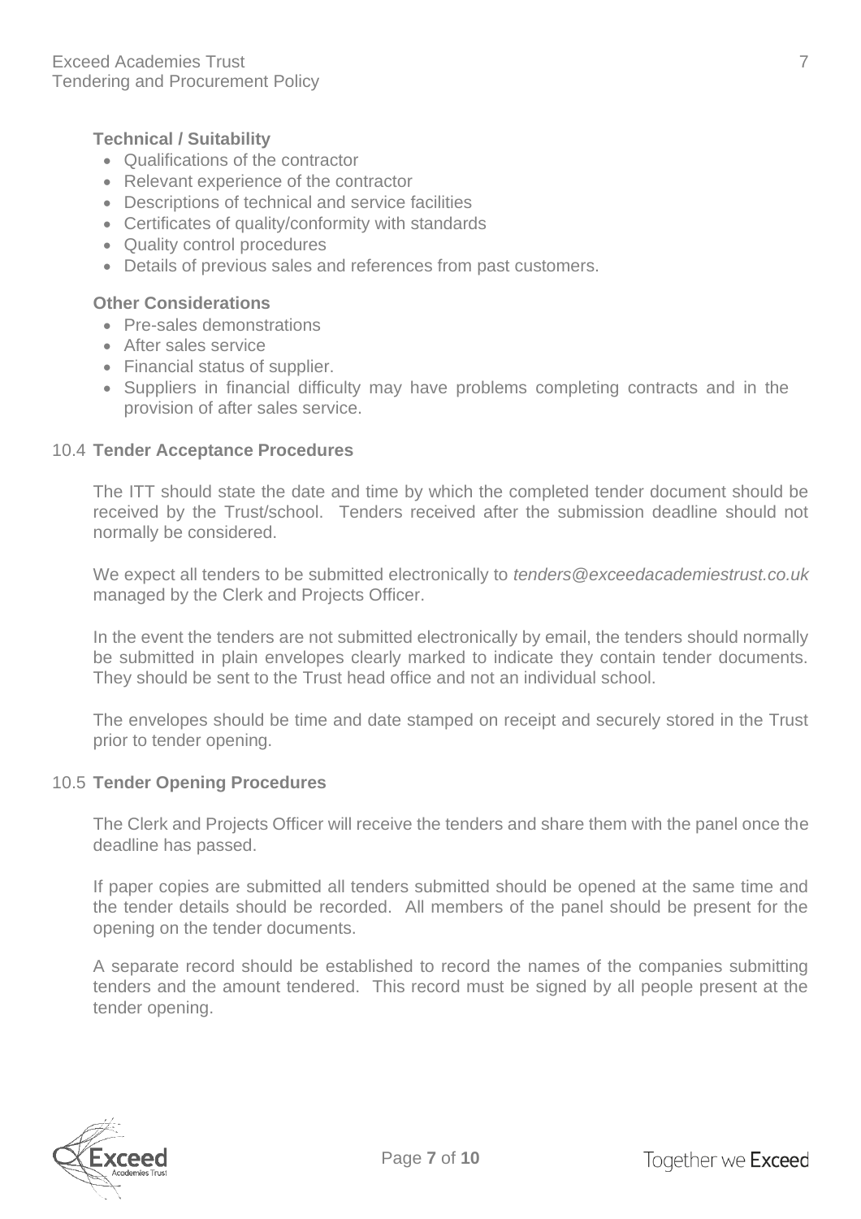**Technical / Suitability**

- Qualifications of the contractor
- Relevant experience of the contractor
- Descriptions of technical and service facilities
- Certificates of quality/conformity with standards
- Quality control procedures
- Details of previous sales and references from past customers.

**Other Considerations**

- Pre-sales demonstrations
- After sales service
- Financial status of supplier.
- Suppliers in financial difficulty may have problems completing contracts and in the provision of after sales service.

### 10.4 Tender Acceptance Procedures

The ITT should state the date and time by which the completed tender document should be received by the Trust/school. Tenders received after the submission deadline should not normally be considered.

We expect all tenders to be submitted electronically to *tenders@exceedacademiestrust.co.uk* managed by the Clerk and Projects Officer.

In the event the tenders are not submitted electronically by email, the tenders should normally be submitted in plain envelopes clearly marked to indicate they contain tender documents. They should be sent to the Trust head office and not an individual school.

The envelopes should be time and date stamped on receipt and securely stored in the Trust prior to tender opening.

### 10.5 Tender Opening Procedures

The Clerk and Projects Officer will receive the tenders and share them with the panel once the deadline has passed.

If paper copies are submitted all tenders submitted should be opened at the same time and the tender details should be recorded. All members of the panel should be present for the opening on the tender documents.

A separate record should be established to record the names of the companies submitting tenders and the amount tendered. This record must be signed by all people present at the tender opening.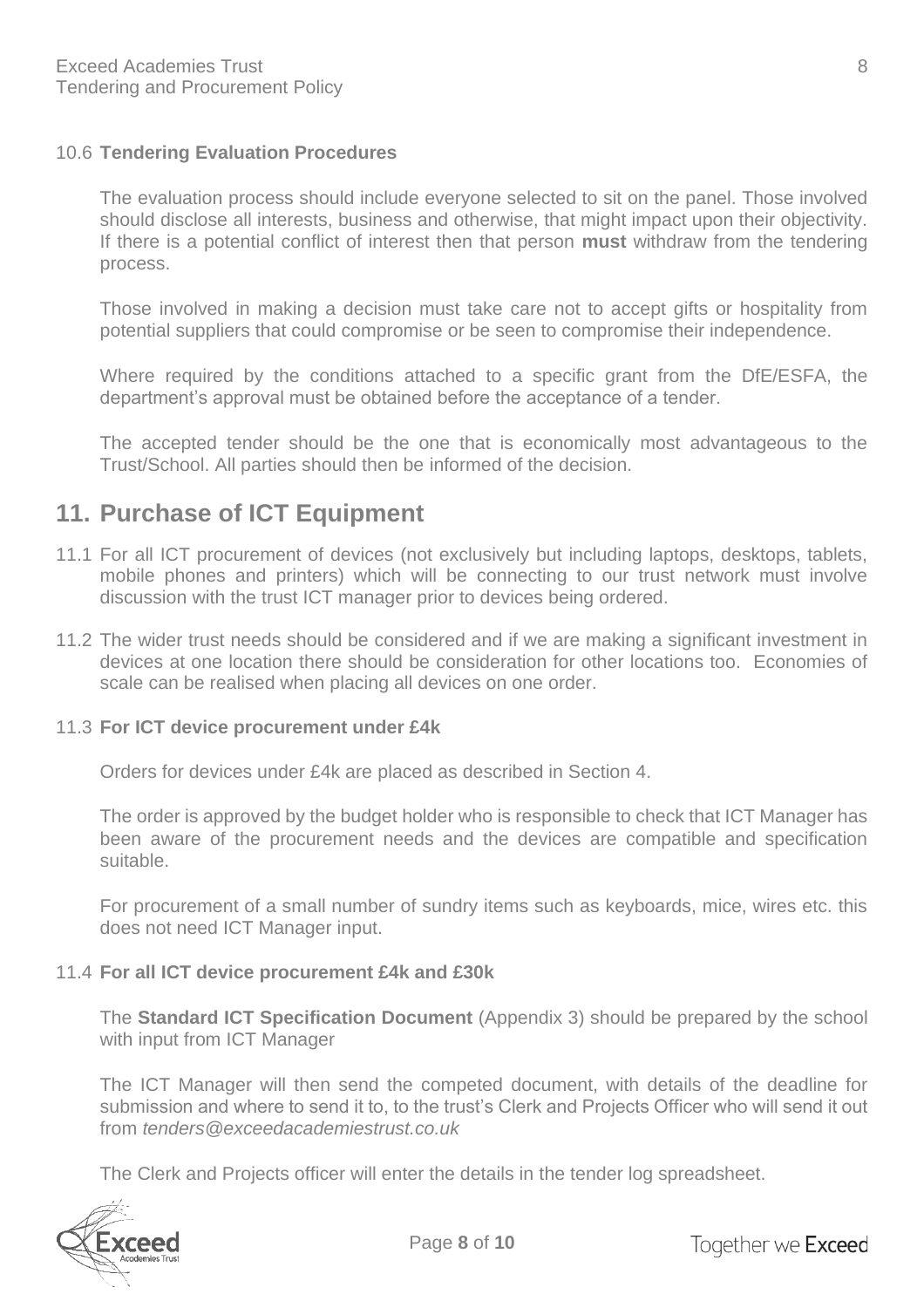10.6 **Tendering Evaluation Procedures**

The evaluation process should include everyone selected to sit on the panel. Those involved should disclose all interests, business and otherwise, that might impact upon their objectivity. If there is a potential conflict of interest then that person **must** withdraw from the tendering process.

Those involved in making a decision must take care not to accept gifts or hospitality from potential suppliers that could compromise or be seen to compromise their independence.

Where required by the conditions attached to a specific grant from the DfE/ESFA, the department's approval must be obtained before the acceptance of a tender.

The accepted tender should be the one that is economically most advantageous to the Trust/School. All parties should then be informed of the decision.

## 11. Purchase of ICT Equipment

11.1 For all ICT procurement of devices (not exclusively but including laptops, desktops, tablets, mobile phones and printers) which will be connecting to our trust network must involve discussion with the trust ICT manager prior to devices being ordered.

11.2 The wider trust needs should be considered and if we are making a significant investment in devices at one location there should be consideration for other locations too. Economies of scale can be realised when placing all devices on one order.

11.3 **For ICT device procurement under £4k**

Orders for devices under £4k are placed as described in Section 4.

The order is approved by the budget holder who is responsible to check that ICT Manager has been aware of the procurement needs and the devices are compatible and specification suitable.

For procurement of a small number of sundry items such as keyboards, mice, wires etc. this does not need ICT Manager input.

11.4 **For all ICT device procurement £4k and £30k**

The **Standard ICT Specification Document** (Appendix 3) should be prepared by the school with input from ICT Manager

The ICT Manager will then send the competed document, with details of the deadline for submission and where to send it to, to the trust's Clerk and Projects Officer who will send it out from *tenders@exceedacademiestrust.co.uk*

The Clerk and Projects officer will enter the details in the tender log spreadsheet.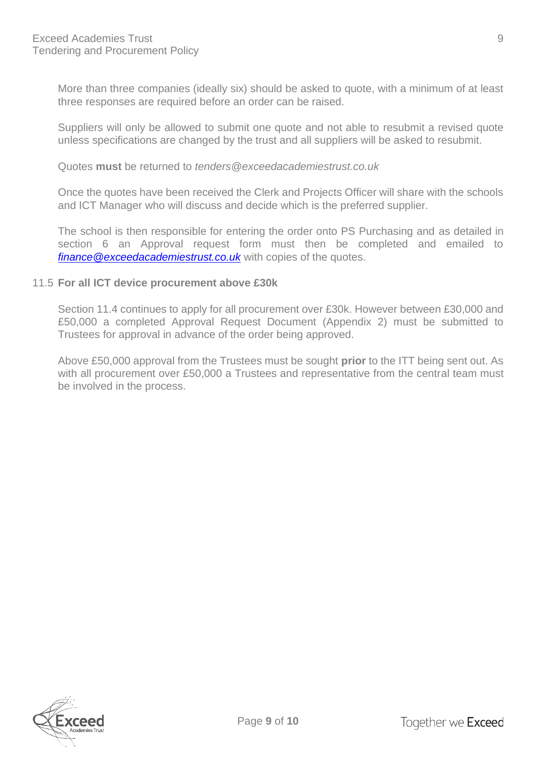More than three companies (ideally six) should be asked to quote, with a minimum of at least three responses are required before an order can be raised.

Suppliers will only be allowed to submit one quote and not able to resubmit a revised quote unless specifications are changed by the trust and all suppliers will be asked to resubmit.

Quotes **must** be returned to *tenders@exceedacademiestrust.co.uk*

Once the quotes have been received the Clerk and Projects Officer will share with the schools and ICT Manager who will discuss and decide which is the preferred supplier.

The school is then responsible for entering the order onto PS Purchasing and as detailed in section 6 an Approval request form must then be completed and emailed to *finance@exceedacademiestrust.co.uk* with copies of the quotes.

### 11.5 **For all ICT device procurement above £30k**

Section 11.4 continues to apply for all procurement over £30k. However between £30,000 and £50,000 a completed Approval Request Document (Appendix 2) must be submitted to Trustees for approval in advance of the order being approved.

Above £50,000 approval from the Trustees must be sought **prior** to the ITT being sent out. As with all procurement over £50,000 a Trustees and representative from the central team must be involved in the process.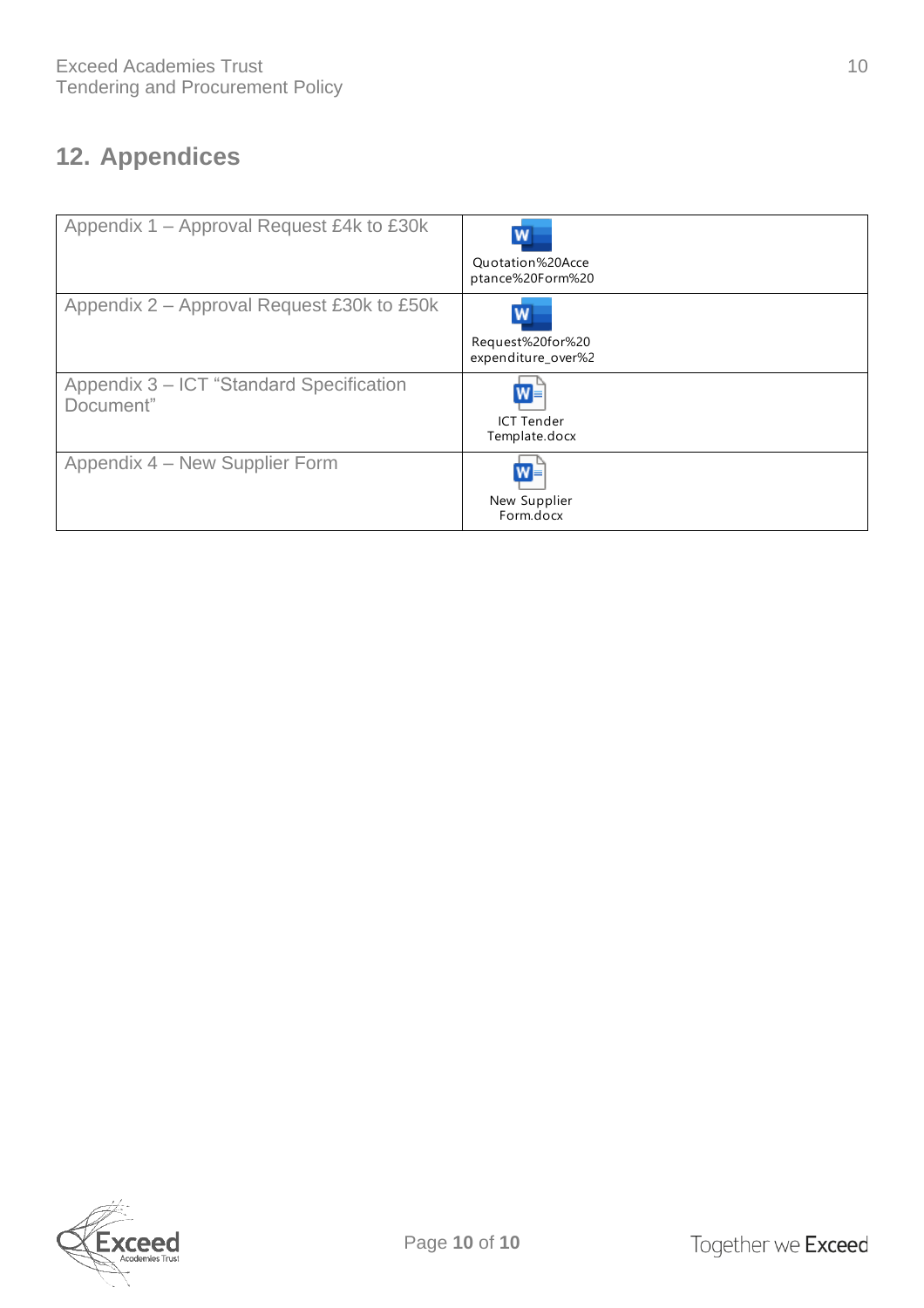## 12. Appendices

| | |
|---|---|
| Appendix 1 – Approval Request £4k to £30k | Quotation%20Acceptance%20Form%20 |
| Appendix 2 – Approval Request £30k to £50k | Request%20for%20expenditure_over%2 |
| Appendix 3 – ICT "Standard Specification Document" | ICT Tender Template.docx |
| Appendix 4 – New Supplier Form | New Supplier Form.docx |